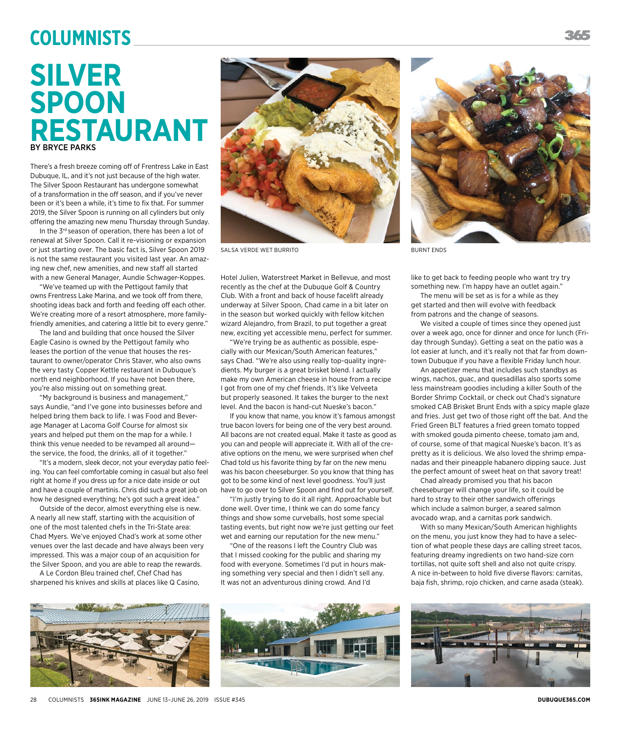# SILVER SPOON RESTAURANT

BY BRYCE PARKS

There's a fresh breeze coming off of Frentress Lake in East Dubuque, IL, and it's not just because of the high water. The Silver Spoon Restaurant has undergone somewhat of a transformation in the off season, and if you've never been or it's been a while, it's time to fix that. For summer 2019, the Silver Spoon is running on all cylinders but only offering the amazing new menu Thursday through Sunday.

In the 3rd season of operation, there has been a lot of renewal at Silver Spoon. Call it re-visioning or expansion or just starting over. The basic fact is, Silver Spoon 2019 is not the same restaurant you visited last year. An amazing new chef, new amenities, and new staff all started with a new General Manager, Aundie Schwager-Koppes.

"We've teamed up with the Pettigout family that owns Frentress Lake Marina, and we took off from there, shooting ideas back and forth and feeding off each other. We're creating more of a resort atmosphere, more family-friendly amenities, and catering a little bit to every genre."

The land and building that once housed the Silver Eagle Casino is owned by the Pettigout family who leases the portion of the venue that houses the restaurant to owner/operator Chris Staver, who also owns the very tasty Copper Kettle restaurant in Dubuque's north end neighborhood. If you have not been there, you're also missing out on something great.

"My background is business and management," says Aundie, "and I've gone into businesses before and helped bring them back to life. I was Food and Beverage Manager at Lacoma Golf Course for almost six years and helped put them on the map for a while. I think this venue needed to be revamped all around—the service, the food, the drinks, all of it together."

"It's a modern, sleek decor, not your everyday patio feeling. You can feel comfortable coming in casual but also feel right at home if you dress up for a nice date inside or out and have a couple of martinis. Chris did such a great job on how he designed everything; he's got such a great idea."

Outside of the decor, almost everything else is new. A nearly all new staff, starting with the acquisition of one of the most talented chefs in the Tri-State area: Chad Myers. We've enjoyed Chad's work at some other venues over the last decade and have always been very impressed. This was a major coup of an acquisition for the Silver Spoon, and you are able to reap the rewards.

A Le Cordon Bleu trained chef, Chef Chad has sharpened his knives and skills at places like Q Casino, Hotel Julien, Waterstreet Market in Bellevue, and most recently as the chef at the Dubuque Golf & Country Club. With a front and back of house facelift already underway at Silver Spoon, Chad came in a bit later on in the season but worked quickly with fellow kitchen wizard Alejandro, from Brazil, to put together a great new, exciting yet accessible menu, perfect for summer.

SALSA VERDE WET BURRITO

BURNT ENDS

"We're trying be as authentic as possible, especially with our Mexican/South American features," says Chad. "We're also using really top-quality ingredients. My burger is a great brisket blend. I actually make my own American cheese in house from a recipe I got from one of my chef friends. It's like Velveeta but properly seasoned. It takes the burger to the next level. And the bacon is hand-cut Nueske's bacon."

If you know that name, you know it's famous amongst true bacon lovers for being one of the very best around. All bacons are not created equal. Make it taste as good as you can and people will appreciate it. With all of the creative options on the menu, we were surprised when chef Chad told us his favorite thing by far on the new menu was his bacon cheeseburger. So you know that thing has got to be some kind of next level goodness. You'll just have to go over to Silver Spoon and find out for yourself.

"I'm justly trying to do it all right. Approachable but done well. Over time, I think we can do some fancy things and show some curveballs, host some special tasting events, but right now we're just getting our feet wet and earning our reputation for the new menu."

"One of the reasons I left the Country Club was that I missed cooking for the public and sharing my food with everyone. Sometimes I'd put in hours making something very special and then I didn't sell any. It was not an adventurous dining crowd. And I'd like to get back to feeding people who want try try something new. I'm happy have an outlet again."

The menu will be set as is for a while as they get started and then will evolve with feedback from patrons and the change of seasons.

We visited a couple of times since they opened just over a week ago, once for dinner and once for lunch (Friday through Sunday). Getting a seat on the patio was a lot easier at lunch, and it's really not that far from downtown Dubuque if you have a flexible Friday lunch hour.

An appetizer menu that includes such standbys as wings, nachos, guac, and quesadillas also sports some less mainstream goodies including a killer South of the Border Shrimp Cocktail, or check out Chad's signature smoked CAB Brisket Brunt Ends with a spicy maple glaze and fries. Just get two of those right off the bat. And the Fried Green BLT features a fried green tomato topped with smoked gouda pimento cheese, tomato jam and, of course, some of that magical Nueske's bacon. It's as pretty as it is delicious. We also loved the shrimp empanadas and their pineapple habanero dipping sauce. Just the perfect amount of sweet heat on that savory treat!

Chad already promised you that his bacon cheeseburger will change your life, so it could be hard to stray to their other sandwich offerings which include a salmon burger, a seared salmon avocado wrap, and a carnitas pork sandwich.

With so many Mexican/South American highlights on the menu, you just know they had to have a selection of what people these days are calling street tacos, featuring dreamy ingredients on two hand-size corn tortillas, not quite soft shell and also not quite crispy. A nice in-between to hold five diverse flavors: carnitas, baja fish, shrimp, rojo chicken, and carne asada (steak).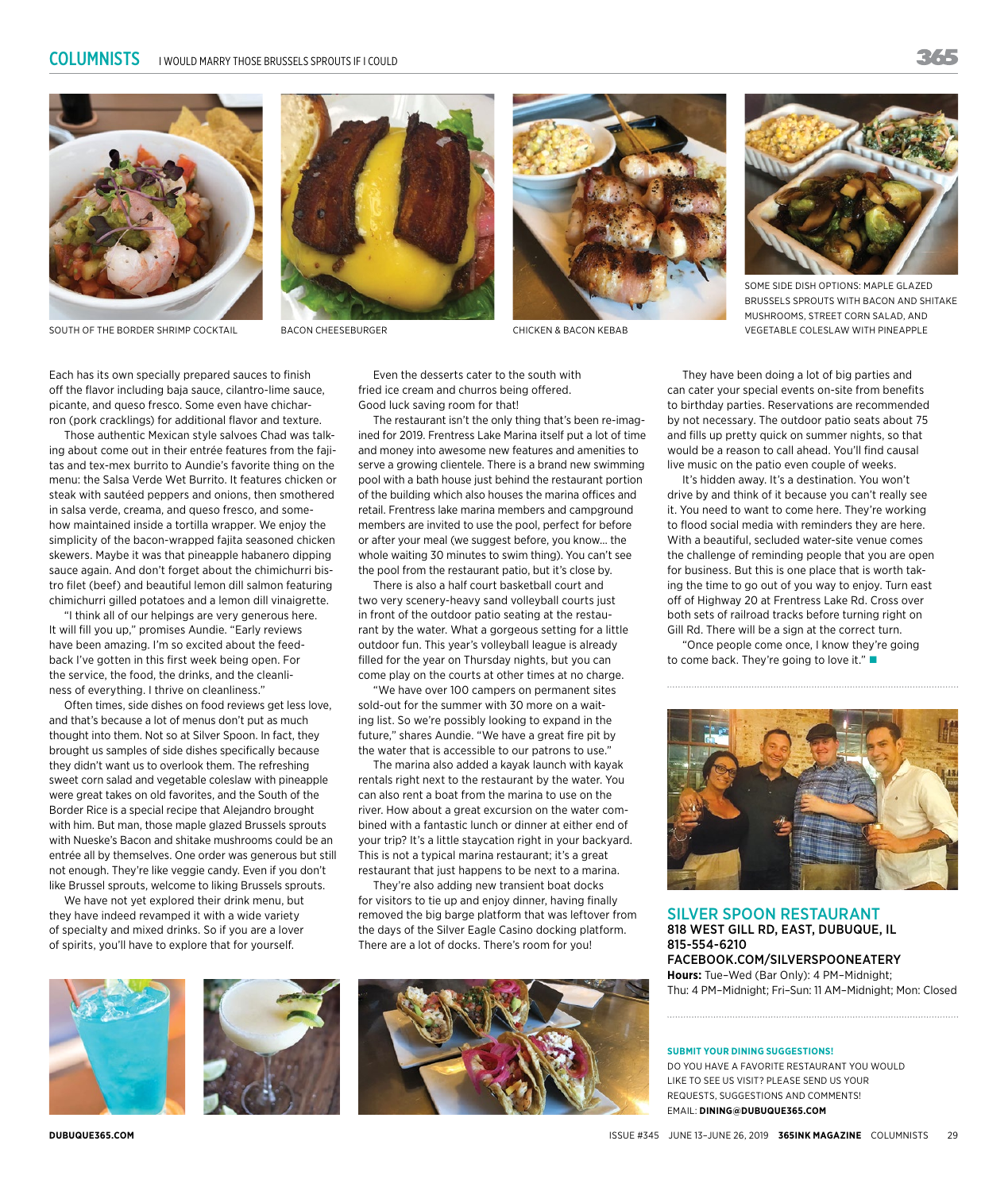SOUTH OF THE BORDER SHRIMP COCKTAIL

BACON CHEESEBURGER

CHICKEN & BACON KEBAB

SOME SIDE DISH OPTIONS: MAPLE GLAZED BRUSSELS SPROUTS WITH BACON AND SHITAKE MUSHROOMS, STREET CORN SALAD, AND VEGETABLE COLESLAW WITH PINEAPPLE

Each has its own specially prepared sauces to finish off the flavor including baja sauce, cilantro-lime sauce, picante, and queso fresco. Some even have chicharron (pork cracklings) for additional flavor and texture.

Those authentic Mexican style salvoes Chad was talking about come out in their entrée features from the fajitas and tex-mex burrito to Aundie's favorite thing on the menu: the Salsa Verde Wet Burrito. It features chicken or steak with sautéed peppers and onions, then smothered in salsa verde, creama, and queso fresco, and somehow maintained inside a tortilla wrapper. We enjoy the simplicity of the bacon-wrapped fajita seasoned chicken skewers. Maybe it was that pineapple habanero dipping sauce again. And don't forget about the chimichurri bistro filet (beef) and beautiful lemon dill salmon featuring chimichurri gilled potatoes and a lemon dill vinaigrette.

"I think all of our helpings are very generous here. It will fill you up," promises Aundie. "Early reviews have been amazing. I'm so excited about the feedback I've gotten in this first week being open. For the service, the food, the drinks, and the cleanliness of everything. I thrive on cleanliness."

Often times, side dishes on food reviews get less love, and that's because a lot of menus don't put as much thought into them. Not so at Silver Spoon. In fact, they brought us samples of side dishes specifically because they didn't want us to overlook them. The refreshing sweet corn salad and vegetable coleslaw with pineapple were great takes on old favorites, and the South of the Border Rice is a special recipe that Alejandro brought with him. But man, those maple glazed Brussels sprouts with Nueske's Bacon and shitake mushrooms could be an entrée all by themselves. One order was generous but still not enough. They're like veggie candy. Even if you don't like Brussel sprouts, welcome to liking Brussels sprouts.

We have not yet explored their drink menu, but they have indeed revamped it with a wide variety of specialty and mixed drinks. So if you are a lover of spirits, you'll have to explore that for yourself.

Even the desserts cater to the south with fried ice cream and churros being offered. Good luck saving room for that!

The restaurant isn't the only thing that's been re-imagined for 2019. Frentress Lake Marina itself put a lot of time and money into awesome new features and amenities to serve a growing clientele. There is a brand new swimming pool with a bath house just behind the restaurant portion of the building which also houses the marina offices and retail. Frentress lake marina members and campground members are invited to use the pool, perfect for before or after your meal (we suggest before, you know... the whole waiting 30 minutes to swim thing). You can't see the pool from the restaurant patio, but it's close by.

There is also a half court basketball court and two very scenery-heavy sand volleyball courts just in front of the outdoor patio seating at the restaurant by the water. What a gorgeous setting for a little outdoor fun. This year's volleyball league is already filled for the year on Thursday nights, but you can come play on the courts at other times at no charge.

"We have over 100 campers on permanent sites sold-out for the summer with 30 more on a waiting list. So we're possibly looking to expand in the future," shares Aundie. "We have a great fire pit by the water that is accessible to our patrons to use."

The marina also added a kayak launch with kayak rentals right next to the restaurant by the water. You can also rent a boat from the marina to use on the river. How about a great excursion on the water combined with a fantastic lunch or dinner at either end of your trip? It's a little staycation right in your backyard. This is not a typical marina restaurant; it's a great restaurant that just happens to be next to a marina.

They're also adding new transient boat docks for visitors to tie up and enjoy dinner, having finally removed the big barge platform that was leftover from the days of the Silver Eagle Casino docking platform. There are a lot of docks. There's room for you!

They have been doing a lot of big parties and can cater your special events on-site from benefits to birthday parties. Reservations are recommended by not necessary. The outdoor patio seats about 75 and fills up pretty quick on summer nights, so that would be a reason to call ahead. You'll find causal live music on the patio even couple of weeks.

It's hidden away. It's a destination. You won't drive by and think of it because you can't really see it. You need to want to come here. They're working to flood social media with reminders they are here. With a beautiful, secluded water-site venue comes the challenge of reminding people that you are open for business. But this is one place that is worth taking the time to go out of you way to enjoy. Turn east off of Highway 20 at Frentress Lake Rd. Cross over both sets of railroad tracks before turning right on Gill Rd. There will be a sign at the correct turn.

"Once people come once, I know they're going to come back. They're going to love it." ■

## SILVER SPOON RESTAURANT

**818 WEST GILL RD, EAST, DUBUQUE, IL**
**815-554-6210**
**FACEBOOK.COM/SILVERSPOONEATERY**
**Hours:** Tue–Wed (Bar Only): 4 PM–Midnight; Thu: 4 PM–Midnight; Fri–Sun: 11 AM–Midnight; Mon: Closed

**SUBMIT YOUR DINING SUGGESTIONS!**

DO YOU HAVE A FAVORITE RESTAURANT YOU WOULD LIKE TO SEE US VISIT? PLEASE SEND US YOUR REQUESTS, SUGGESTIONS AND COMMENTS!
EMAIL: **DINING@DUBUQUE365.COM**